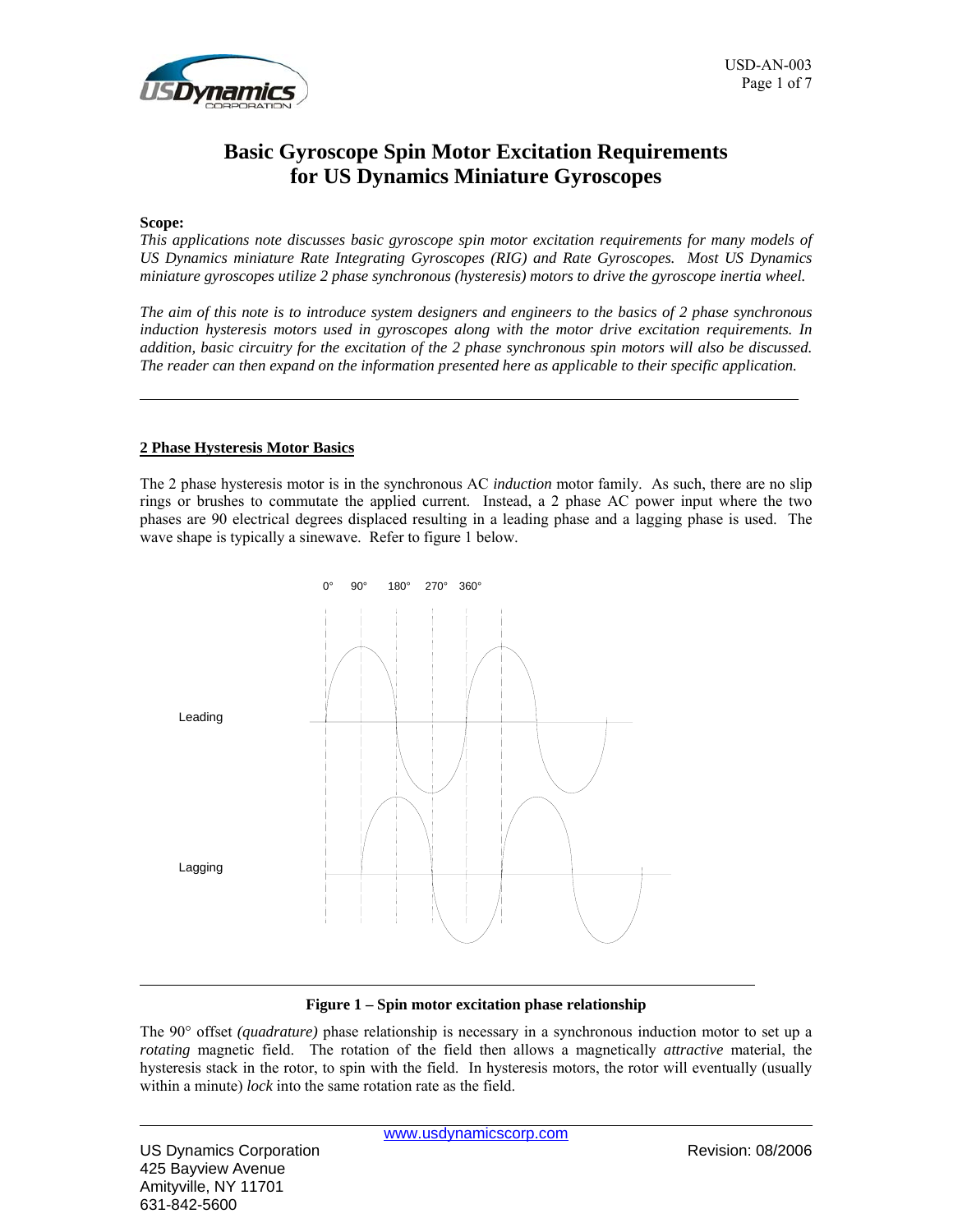# Basic Gyroscope Spin Motor Excitation Requirements for US Dynamics Miniature Gyroscopes

**Scope:**

*This applications note discusses basic gyroscope spin motor excitation requirements for many models of US Dynamics miniature Rate Integrating Gyroscopes (RIG) and Rate Gyroscopes. Most US Dynamics miniature gyroscopes utilize 2 phase synchronous (hysteresis) motors to drive the gyroscope inertia wheel.*

*The aim of this note is to introduce system designers and engineers to the basics of 2 phase synchronous induction hysteresis motors used in gyroscopes along with the motor drive excitation requirements. In addition, basic circuitry for the excitation of the 2 phase synchronous spin motors will also be discussed. The reader can then expand on the information presented here as applicable to their specific application.*

---

## 2 Phase Hysteresis Motor Basics

The 2 phase hysteresis motor is in the synchronous AC *induction* motor family. As such, there are no slip rings or brushes to commutate the applied current. Instead, a 2 phase AC power input where the two phases are 90 electrical degrees displaced resulting in a leading phase and a lagging phase is used. The wave shape is typically a sinewave. Refer to figure 1 below.

0° 90° 180° 270° 360°

Leading

Lagging

**Figure 1 – Spin motor excitation phase relationship**

The 90° offset *(quadrature)* phase relationship is necessary in a synchronous induction motor to set up a *rotating* magnetic field. The rotation of the field then allows a magnetically *attractive* material, the hysteresis stack in the rotor, to spin with the field. In hysteresis motors, the rotor will eventually (usually within a minute) *lock* into the same rotation rate as the field.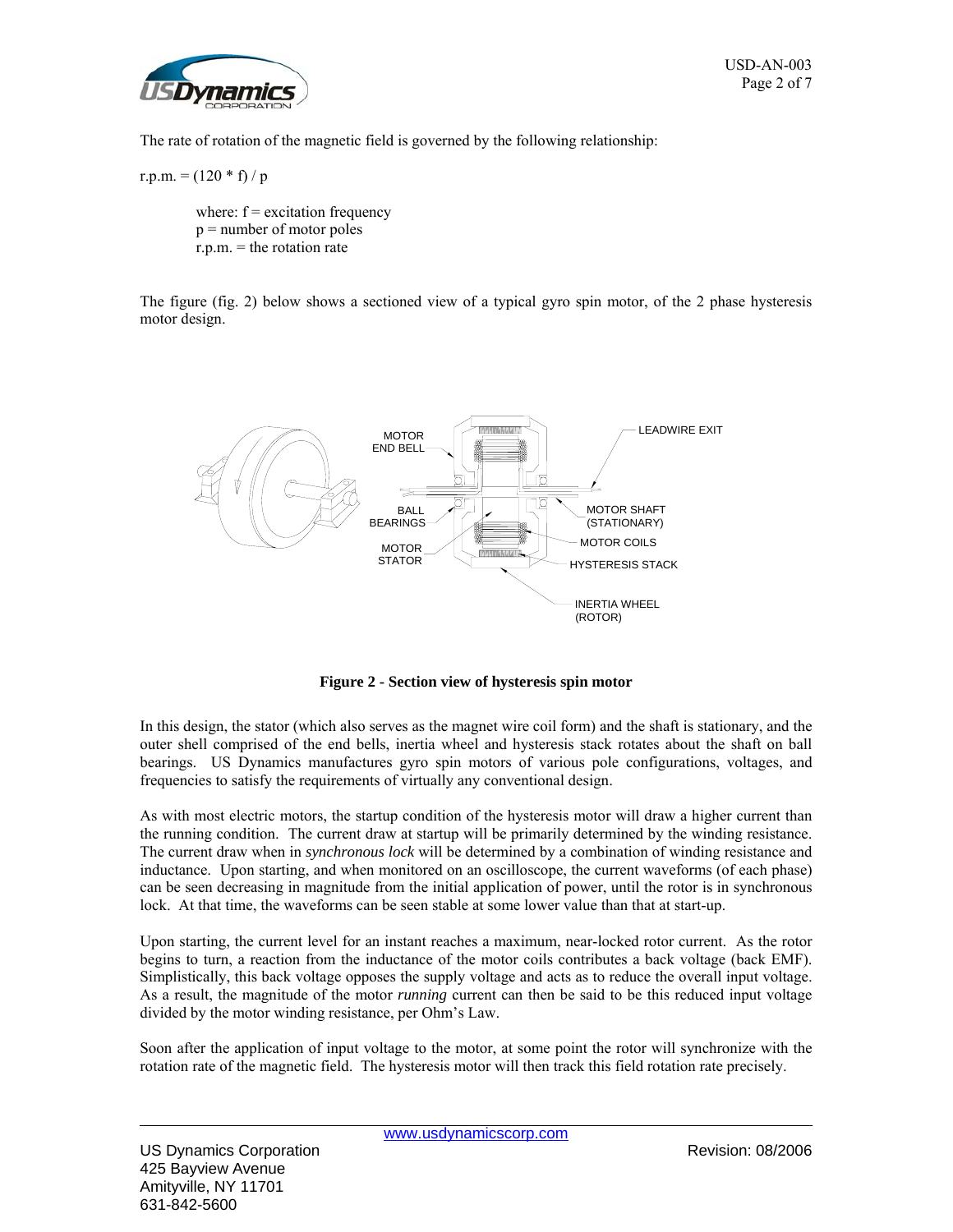The rate of rotation of the magnetic field is governed by the following relationship:

r.p.m. = (120 * f) / p

where: f = excitation frequency
p = number of motor poles
r.p.m. = the rotation rate

The figure (fig. 2) below shows a sectioned view of a typical gyro spin motor, of the 2 phase hysteresis motor design.

MOTOR END BELL
LEADWIRE EXIT
BALL BEARINGS
MOTOR SHAFT (STATIONARY)
MOTOR STATOR
MOTOR COILS
HYSTERESIS STACK
INERTIA WHEEL (ROTOR)

**Figure 2 - Section view of hysteresis spin motor**

In this design, the stator (which also serves as the magnet wire coil form) and the shaft is stationary, and the outer shell comprised of the end bells, inertia wheel and hysteresis stack rotates about the shaft on ball bearings. US Dynamics manufactures gyro spin motors of various pole configurations, voltages, and frequencies to satisfy the requirements of virtually any conventional design.

As with most electric motors, the startup condition of the hysteresis motor will draw a higher current than the running condition. The current draw at startup will be primarily determined by the winding resistance. The current draw when in *synchronous lock* will be determined by a combination of winding resistance and inductance. Upon starting, and when monitored on an oscilloscope, the current waveforms (of each phase) can be seen decreasing in magnitude from the initial application of power, until the rotor is in synchronous lock. At that time, the waveforms can be seen stable at some lower value than that at start-up.

Upon starting, the current level for an instant reaches a maximum, near-locked rotor current. As the rotor begins to turn, a reaction from the inductance of the motor coils contributes a back voltage (back EMF). Simplistically, this back voltage opposes the supply voltage and acts as to reduce the overall input voltage. As a result, the magnitude of the motor ***running*** current can then be said to be this reduced input voltage divided by the motor winding resistance, per Ohm's Law.

Soon after the application of input voltage to the motor, at some point the rotor will synchronize with the rotation rate of the magnetic field. The hysteresis motor will then track this field rotation rate precisely.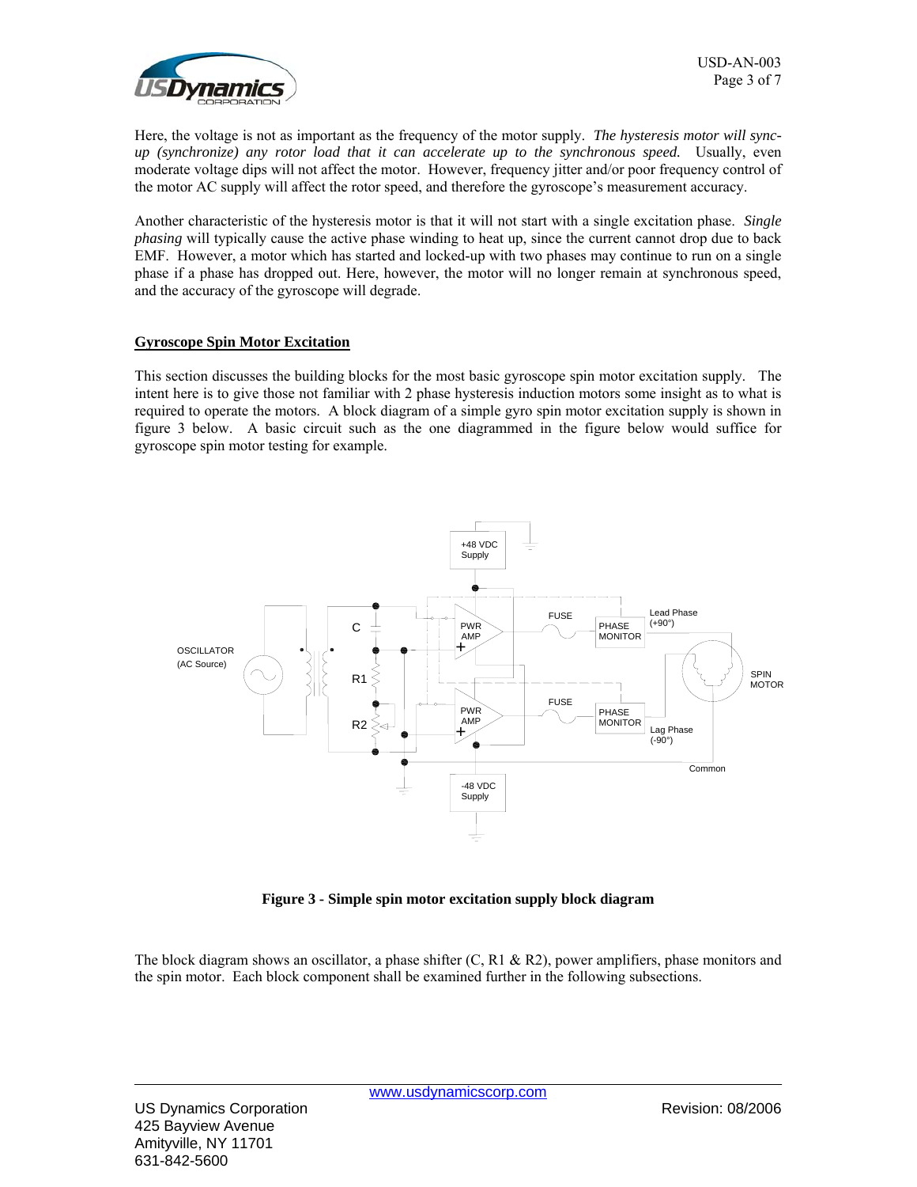Here, the voltage is not as important as the frequency of the motor supply. *The hysteresis motor will sync-up (synchronize) any rotor load that it can accelerate up to the synchronous speed.* Usually, even moderate voltage dips will not affect the motor. However, frequency jitter and/or poor frequency control of the motor AC supply will affect the rotor speed, and therefore the gyroscope's measurement accuracy.

Another characteristic of the hysteresis motor is that it will not start with a single excitation phase. *Single phasing* will typically cause the active phase winding to heat up, since the current cannot drop due to back EMF. However, a motor which has started and locked-up with two phases may continue to run on a single phase if a phase has dropped out. Here, however, the motor will no longer remain at synchronous speed, and the accuracy of the gyroscope will degrade.

## Gyroscope Spin Motor Excitation

This section discusses the building blocks for the most basic gyroscope spin motor excitation supply. The intent here is to give those not familiar with 2 phase hysteresis induction motors some insight as to what is required to operate the motors. A block diagram of a simple gyro spin motor excitation supply is shown in figure 3 below. A basic circuit such as the one diagrammed in the figure below would suffice for gyroscope spin motor testing for example.

+48 VDC Supply

OSCILLATOR (AC Source)

C

R1

R2

PWR AMP

FUSE

PHASE MONITOR

Lead Phase (+90°)

SPIN MOTOR

Lag Phase (-90°)

Common

-48 VDC Supply

**Figure 3 - Simple spin motor excitation supply block diagram**

The block diagram shows an oscillator, a phase shifter (C, R1 & R2), power amplifiers, phase monitors and the spin motor. Each block component shall be examined further in the following subsections.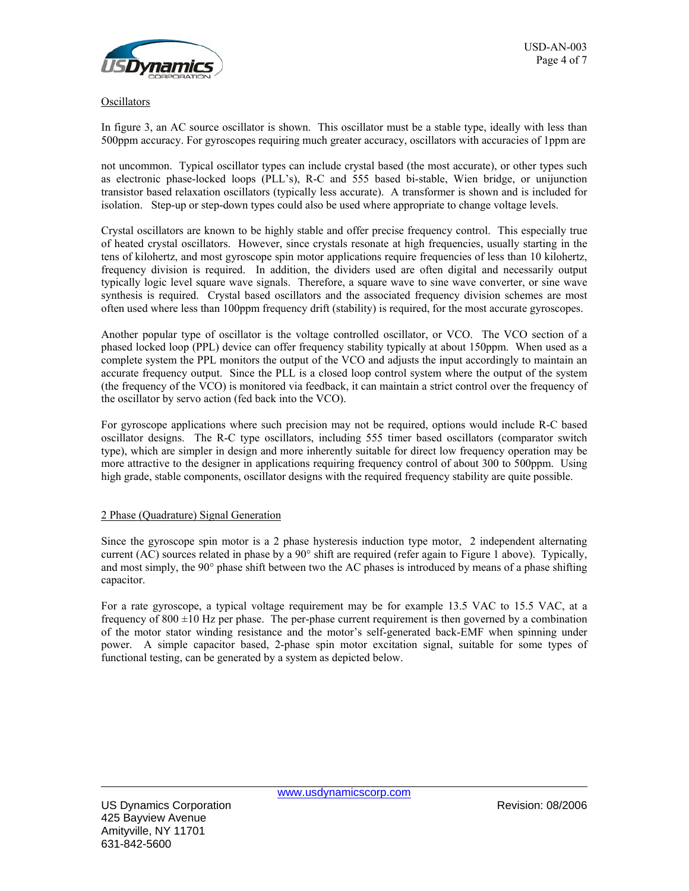Oscillators

In figure 3, an AC source oscillator is shown. This oscillator must be a stable type, ideally with less than 500ppm accuracy. For gyroscopes requiring much greater accuracy, oscillators with accuracies of 1ppm are not uncommon. Typical oscillator types can include crystal based (the most accurate), or other types such as electronic phase-locked loops (PLL's), R-C and 555 based bi-stable, Wien bridge, or unijunction transistor based relaxation oscillators (typically less accurate). A transformer is shown and is included for isolation. Step-up or step-down types could also be used where appropriate to change voltage levels.

Crystal oscillators are known to be highly stable and offer precise frequency control. This especially true of heated crystal oscillators. However, since crystals resonate at high frequencies, usually starting in the tens of kilohertz, and most gyroscope spin motor applications require frequencies of less than 10 kilohertz, frequency division is required. In addition, the dividers used are often digital and necessarily output typically logic level square wave signals. Therefore, a square wave to sine wave converter, or sine wave synthesis is required. Crystal based oscillators and the associated frequency division schemes are most often used where less than 100ppm frequency drift (stability) is required, for the most accurate gyroscopes.

Another popular type of oscillator is the voltage controlled oscillator, or VCO. The VCO section of a phased locked loop (PPL) device can offer frequency stability typically at about 150ppm. When used as a complete system the PPL monitors the output of the VCO and adjusts the input accordingly to maintain an accurate frequency output. Since the PLL is a closed loop control system where the output of the system (the frequency of the VCO) is monitored via feedback, it can maintain a strict control over the frequency of the oscillator by servo action (fed back into the VCO).

For gyroscope applications where such precision may not be required, options would include R-C based oscillator designs. The R-C type oscillators, including 555 timer based oscillators (comparator switch type), which are simpler in design and more inherently suitable for direct low frequency operation may be more attractive to the designer in applications requiring frequency control of about 300 to 500ppm. Using high grade, stable components, oscillator designs with the required frequency stability are quite possible.

2 Phase (Quadrature) Signal Generation

Since the gyroscope spin motor is a 2 phase hysteresis induction type motor, 2 independent alternating current (AC) sources related in phase by a 90° shift are required (refer again to Figure 1 above). Typically, and most simply, the 90° phase shift between two the AC phases is introduced by means of a phase shifting capacitor.

For a rate gyroscope, a typical voltage requirement may be for example 13.5 VAC to 15.5 VAC, at a frequency of 800 ±10 Hz per phase. The per-phase current requirement is then governed by a combination of the motor stator winding resistance and the motor's self-generated back-EMF when spinning under power. A simple capacitor based, 2-phase spin motor excitation signal, suitable for some types of functional testing, can be generated by a system as depicted below.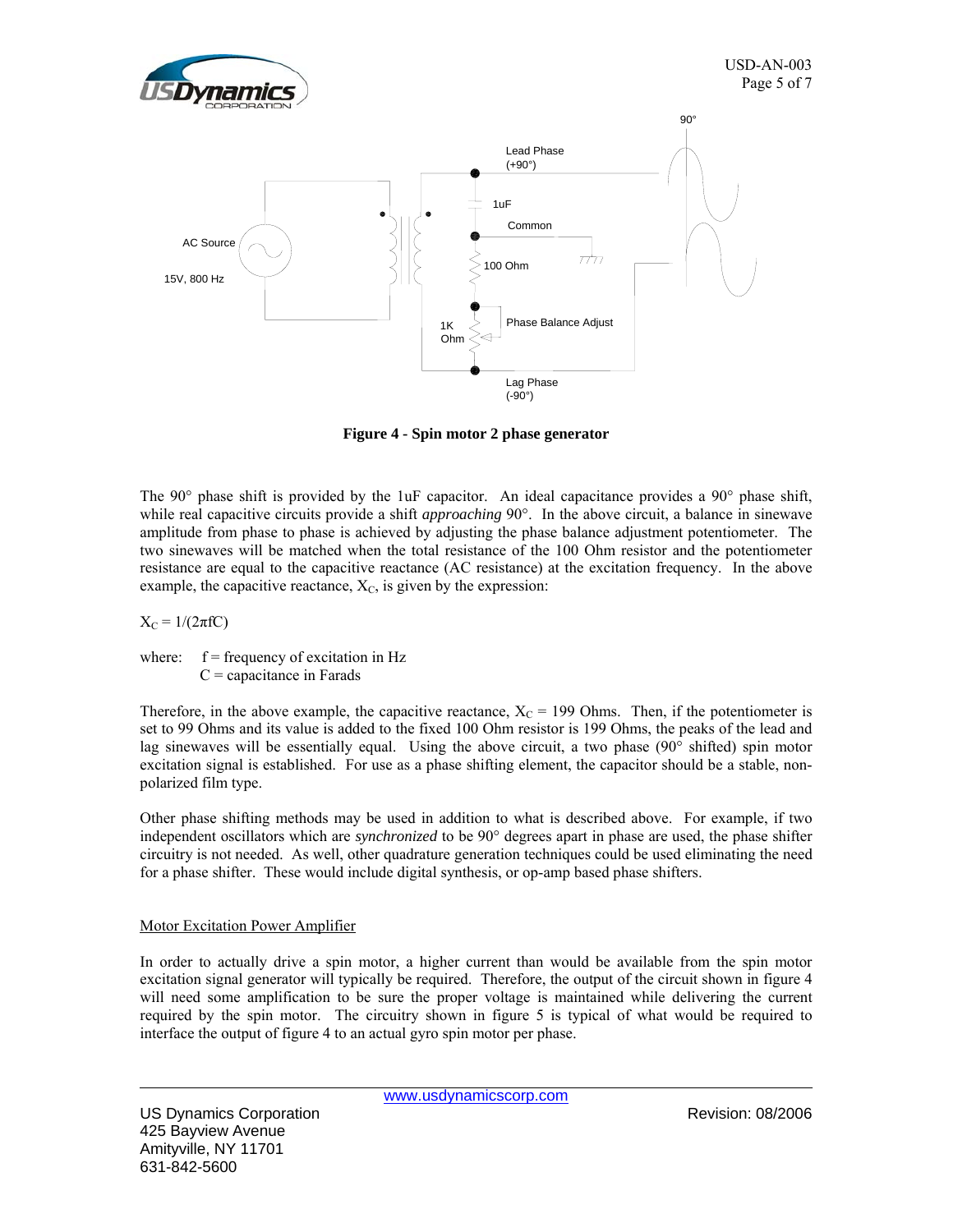Figure 4 - Spin motor 2 phase generator

The 90° phase shift is provided by the 1uF capacitor. An ideal capacitance provides a 90° phase shift, while real capacitive circuits provide a shift *approaching* 90°. In the above circuit, a balance in sinewave amplitude from phase to phase is achieved by adjusting the phase balance adjustment potentiometer. The two sinewaves will be matched when the total resistance of the 100 Ohm resistor and the potentiometer resistance are equal to the capacitive reactance (AC resistance) at the excitation frequency. In the above example, the capacitive reactance, $X_C$, is given by the expression:

$X_C = 1/(2\pi fC)$

where: f = frequency of excitation in Hz
C = capacitance in Farads

Therefore, in the above example, the capacitive reactance, $X_C$ = 199 Ohms. Then, if the potentiometer is set to 99 Ohms and its value is added to the fixed 100 Ohm resistor is 199 Ohms, the peaks of the lead and lag sinewaves will be essentially equal. Using the above circuit, a two phase (90° shifted) spin motor excitation signal is established. For use as a phase shifting element, the capacitor should be a stable, non-polarized film type.

Other phase shifting methods may be used in addition to what is described above. For example, if two independent oscillators which are *synchronized* to be 90° degrees apart in phase are used, the phase shifter circuitry is not needed. As well, other quadrature generation techniques could be used eliminating the need for a phase shifter. These would include digital synthesis, or op-amp based phase shifters.

## Motor Excitation Power Amplifier

In order to actually drive a spin motor, a higher current than would be available from the spin motor excitation signal generator will typically be required. Therefore, the output of the circuit shown in figure 4 will need some amplification to be sure the proper voltage is maintained while delivering the current required by the spin motor. The circuitry shown in figure 5 is typical of what would be required to interface the output of figure 4 to an actual gyro spin motor per phase.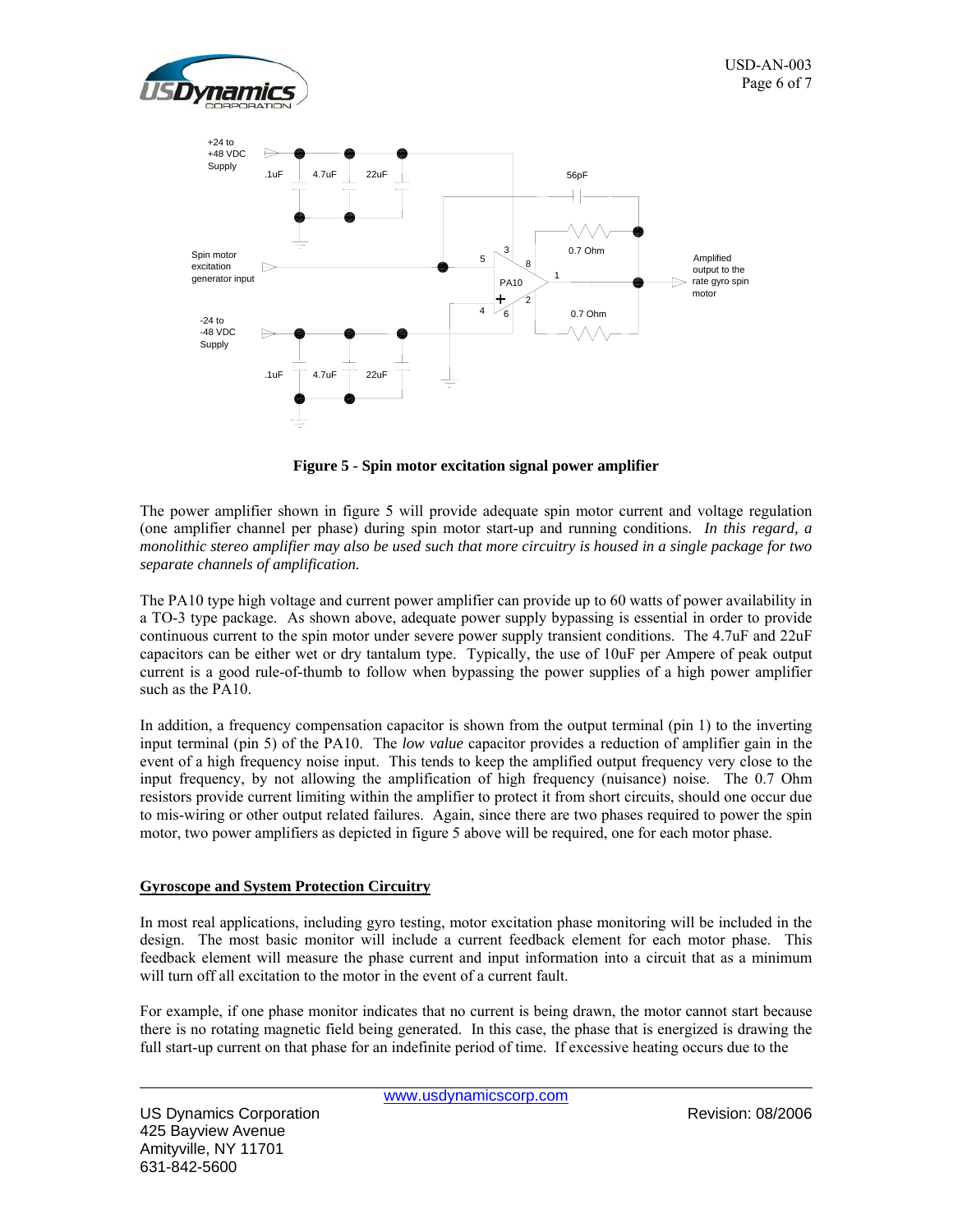+24 to
+48 VDC
Supply

.1uF
4.7uF
22uF

56pF

Spin motor
excitation
generator input

3
5
8
1
PA10
2
4
6

0.7 Ohm
0.7 Ohm

Amplified
output to the
rate gyro spin
motor

-24 to
-48 VDC
Supply

.1uF
4.7uF
22uF

**Figure 5 - Spin motor excitation signal power amplifier**

The power amplifier shown in figure 5 will provide adequate spin motor current and voltage regulation (one amplifier channel per phase) during spin motor start-up and running conditions. *In this regard, a monolithic stereo amplifier may also be used such that more circuitry is housed in a single package for two separate channels of amplification.*

The PA10 type high voltage and current power amplifier can provide up to 60 watts of power availability in a TO-3 type package. As shown above, adequate power supply bypassing is essential in order to provide continuous current to the spin motor under severe power supply transient conditions. The 4.7uF and 22uF capacitors can be either wet or dry tantalum type. Typically, the use of 10uF per Ampere of peak output current is a good rule-of-thumb to follow when bypassing the power supplies of a high power amplifier such as the PA10.

In addition, a frequency compensation capacitor is shown from the output terminal (pin 1) to the inverting input terminal (pin 5) of the PA10. The *low value* capacitor provides a reduction of amplifier gain in the event of a high frequency noise input. This tends to keep the amplified output frequency very close to the input frequency, by not allowing the amplification of high frequency (nuisance) noise. The 0.7 Ohm resistors provide current limiting within the amplifier to protect it from short circuits, should one occur due to mis-wiring or other output related failures. Again, since there are two phases required to power the spin motor, two power amplifiers as depicted in figure 5 above will be required, one for each motor phase.

## Gyroscope and System Protection Circuitry

In most real applications, including gyro testing, motor excitation phase monitoring will be included in the design. The most basic monitor will include a current feedback element for each motor phase. This feedback element will measure the phase current and input information into a circuit that as a minimum will turn off all excitation to the motor in the event of a current fault.

For example, if one phase monitor indicates that no current is being drawn, the motor cannot start because there is no rotating magnetic field being generated. In this case, the phase that is energized is drawing the full start-up current on that phase for an indefinite period of time. If excessive heating occurs due to the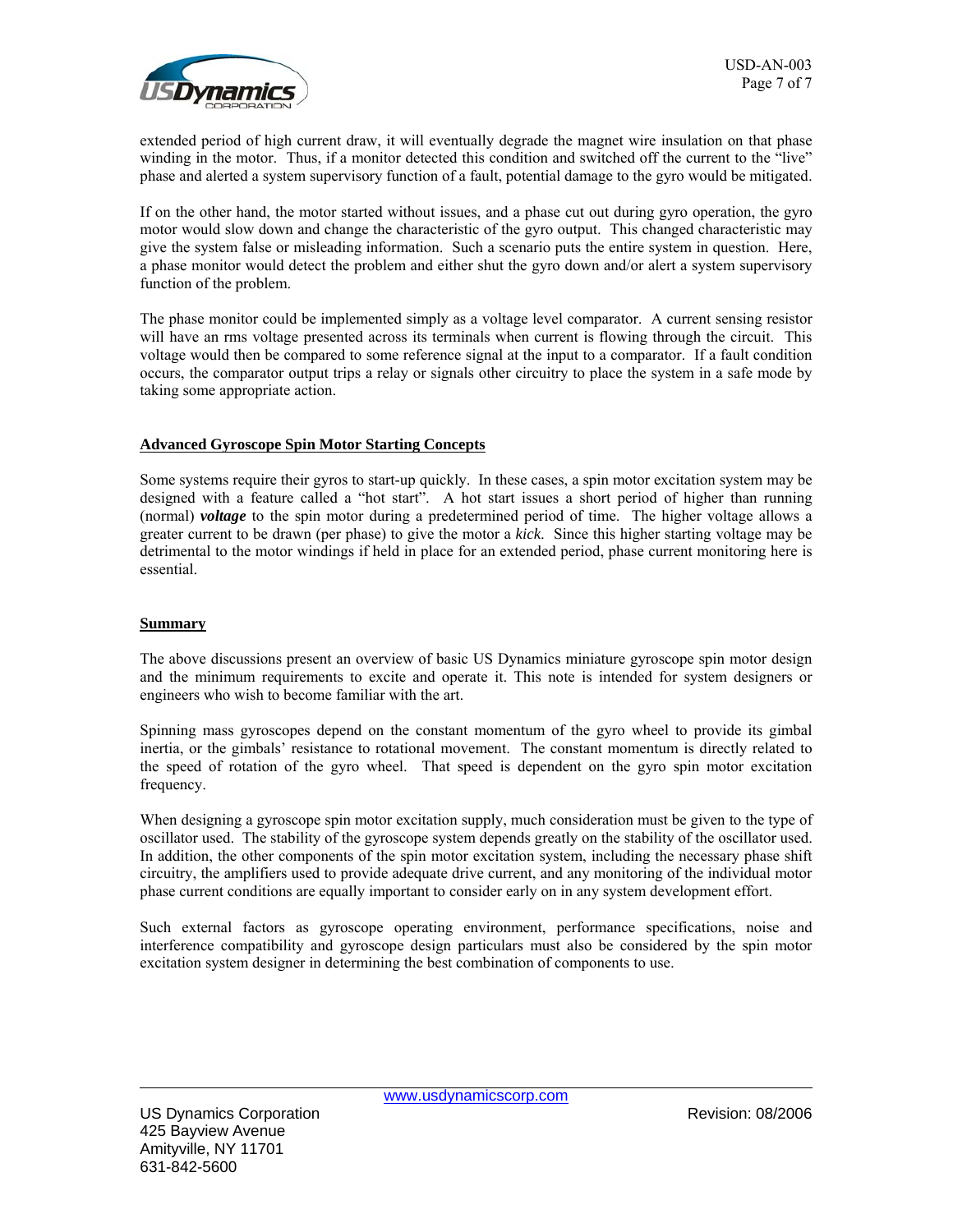extended period of high current draw, it will eventually degrade the magnet wire insulation on that phase winding in the motor. Thus, if a monitor detected this condition and switched off the current to the "live" phase and alerted a system supervisory function of a fault, potential damage to the gyro would be mitigated.

If on the other hand, the motor started without issues, and a phase cut out during gyro operation, the gyro motor would slow down and change the characteristic of the gyro output. This changed characteristic may give the system false or misleading information. Such a scenario puts the entire system in question. Here, a phase monitor would detect the problem and either shut the gyro down and/or alert a system supervisory function of the problem.

The phase monitor could be implemented simply as a voltage level comparator. A current sensing resistor will have an rms voltage presented across its terminals when current is flowing through the circuit. This voltage would then be compared to some reference signal at the input to a comparator. If a fault condition occurs, the comparator output trips a relay or signals other circuitry to place the system in a safe mode by taking some appropriate action.

## Advanced Gyroscope Spin Motor Starting Concepts

Some systems require their gyros to start-up quickly. In these cases, a spin motor excitation system may be designed with a feature called a "hot start". A hot start issues a short period of higher than running (normal) ***voltage*** to the spin motor during a predetermined period of time. The higher voltage allows a greater current to be drawn (per phase) to give the motor a *kick*. Since this higher starting voltage may be detrimental to the motor windings if held in place for an extended period, phase current monitoring here is essential.

## Summary

The above discussions present an overview of basic US Dynamics miniature gyroscope spin motor design and the minimum requirements to excite and operate it. This note is intended for system designers or engineers who wish to become familiar with the art.

Spinning mass gyroscopes depend on the constant momentum of the gyro wheel to provide its gimbal inertia, or the gimbals' resistance to rotational movement. The constant momentum is directly related to the speed of rotation of the gyro wheel. That speed is dependent on the gyro spin motor excitation frequency.

When designing a gyroscope spin motor excitation supply, much consideration must be given to the type of oscillator used. The stability of the gyroscope system depends greatly on the stability of the oscillator used. In addition, the other components of the spin motor excitation system, including the necessary phase shift circuitry, the amplifiers used to provide adequate drive current, and any monitoring of the individual motor phase current conditions are equally important to consider early on in any system development effort.

Such external factors as gyroscope operating environment, performance specifications, noise and interference compatibility and gyroscope design particulars must also be considered by the spin motor excitation system designer in determining the best combination of components to use.